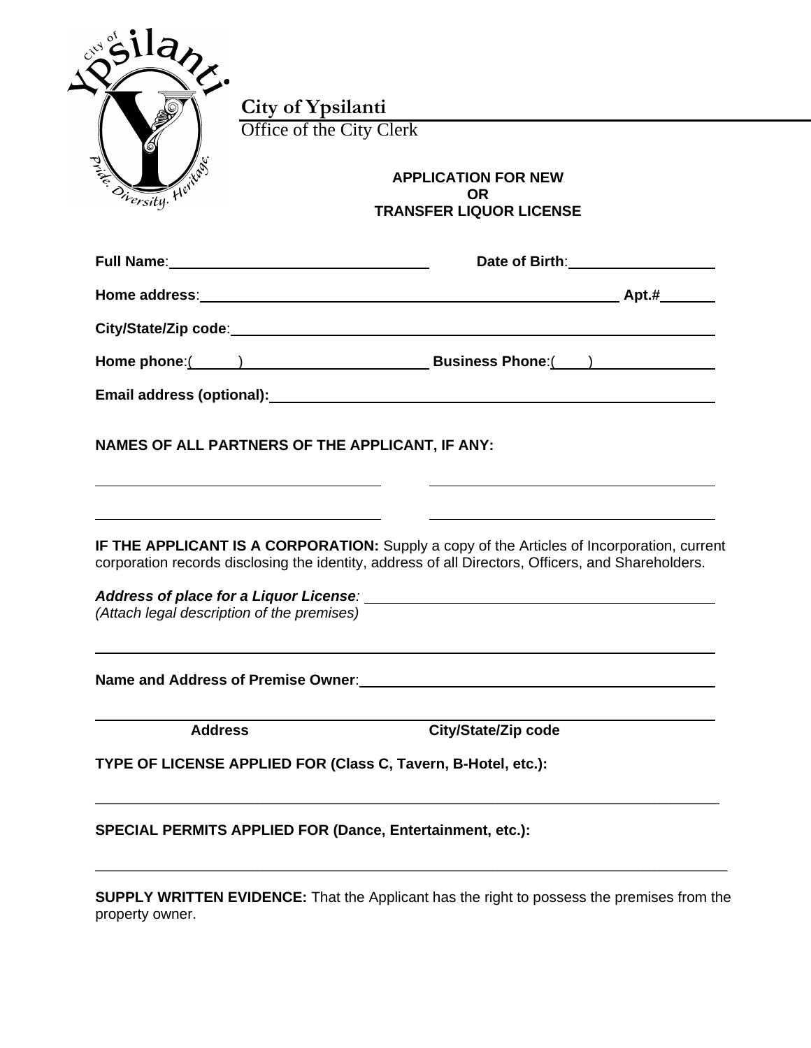**City of Ypsilanti**
Office of the City Clerk

## APPLICATION FOR NEW OR TRANSFER LIQUOR LICENSE

**Full Name**: ______________________________ **Date of Birth**: __________________

**Home address**: ________________________________________________ **Apt.#** _______

**City/State/Zip code**: ________________________________________________

**Home phone**:(     ) ______________________ **Business Phone**:(     ) ______________

**Email address (optional):** ________________________________________________

**NAMES OF ALL PARTNERS OF THE APPLICANT, IF ANY:**

________________________________ ________________________________

________________________________ ________________________________

**IF THE APPLICANT IS A CORPORATION:** Supply a copy of the Articles of Incorporation, current corporation records disclosing the identity, address of all Directors, Officers, and Shareholders.

***Address of place for a Liquor License**:* ________________________________________
*(Attach legal description of the premises)*

________________________________________________________________________

**Name and Address of Premise Owner**: ________________________________________

________________________________________________________________________
**Address** **City/State/Zip code**

**TYPE OF LICENSE APPLIED FOR (Class C, Tavern, B-Hotel, etc.):**

________________________________________________________________________

**SPECIAL PERMITS APPLIED FOR (Dance, Entertainment, etc.):**

________________________________________________________________________

**SUPPLY WRITTEN EVIDENCE:** That the Applicant has the right to possess the premises from the property owner.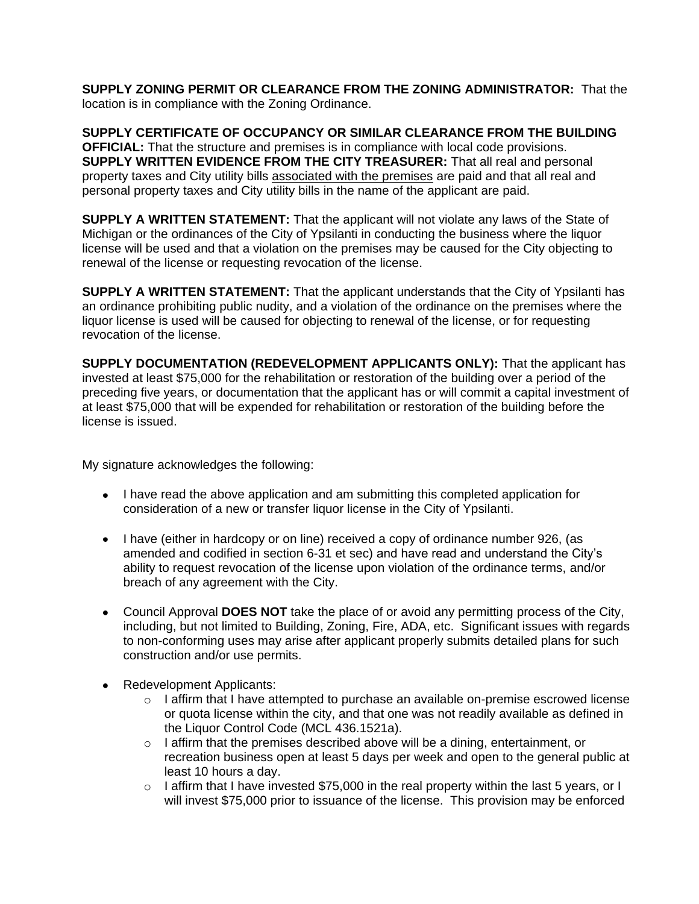**SUPPLY ZONING PERMIT OR CLEARANCE FROM THE ZONING ADMINISTRATOR:** That the location is in compliance with the Zoning Ordinance.

**SUPPLY CERTIFICATE OF OCCUPANCY OR SIMILAR CLEARANCE FROM THE BUILDING OFFICIAL:** That the structure and premises is in compliance with local code provisions.
**SUPPLY WRITTEN EVIDENCE FROM THE CITY TREASURER:** That all real and personal property taxes and City utility bills associated with the premises are paid and that all real and personal property taxes and City utility bills in the name of the applicant are paid.

**SUPPLY A WRITTEN STATEMENT:** That the applicant will not violate any laws of the State of Michigan or the ordinances of the City of Ypsilanti in conducting the business where the liquor license will be used and that a violation on the premises may be caused for the City objecting to renewal of the license or requesting revocation of the license.

**SUPPLY A WRITTEN STATEMENT:** That the applicant understands that the City of Ypsilanti has an ordinance prohibiting public nudity, and a violation of the ordinance on the premises where the liquor license is used will be caused for objecting to renewal of the license, or for requesting revocation of the license.

**SUPPLY DOCUMENTATION (REDEVELOPMENT APPLICANTS ONLY):** That the applicant has invested at least $75,000 for the rehabilitation or restoration of the building over a period of the preceding five years, or documentation that the applicant has or will commit a capital investment of at least $75,000 that will be expended for rehabilitation or restoration of the building before the license is issued.

My signature acknowledges the following:

- I have read the above application and am submitting this completed application for consideration of a new or transfer liquor license in the City of Ypsilanti.

- I have (either in hardcopy or on line) received a copy of ordinance number 926, (as amended and codified in section 6-31 et sec) and have read and understand the City's ability to request revocation of the license upon violation of the ordinance terms, and/or breach of any agreement with the City.

- Council Approval **DOES NOT** take the place of or avoid any permitting process of the City, including, but not limited to Building, Zoning, Fire, ADA, etc. Significant issues with regards to non-conforming uses may arise after applicant properly submits detailed plans for such construction and/or use permits.

- Redevelopment Applicants:
    - I affirm that I have attempted to purchase an available on-premise escrowed license or quota license within the city, and that one was not readily available as defined in the Liquor Control Code (MCL 436.1521a).
    - I affirm that the premises described above will be a dining, entertainment, or recreation business open at least 5 days per week and open to the general public at least 10 hours a day.
    - I affirm that I have invested $75,000 in the real property within the last 5 years, or I will invest $75,000 prior to issuance of the license. This provision may be enforced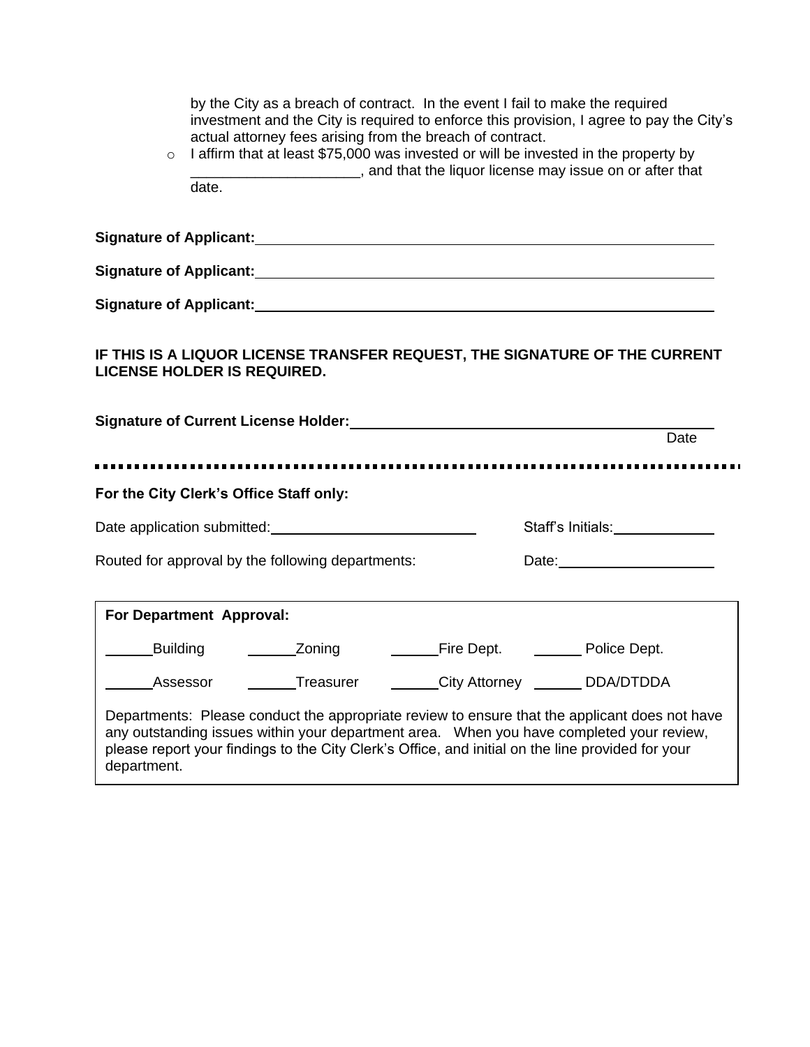by the City as a breach of contract. In the event I fail to make the required investment and the City is required to enforce this provision, I agree to pay the City's actual attorney fees arising from the breach of contract.

- I affirm that at least $75,000 was invested or will be invested in the property by _____________________, and that the liquor license may issue on or after that date.

**Signature of Applicant:** ____________________________________________

**Signature of Applicant:** ____________________________________________

**Signature of Applicant:** ____________________________________________

**IF THIS IS A LIQUOR LICENSE TRANSFER REQUEST, THE SIGNATURE OF THE CURRENT LICENSE HOLDER IS REQUIRED.**

**Signature of Current License Holder:** ____________________________________

Date

---

**For the City Clerk's Office Staff only:**

Date application submitted: ____________________ Staff's Initials: ____________

Routed for approval by the following departments: Date: ________________

**For Department Approval:**

______Building ______Zoning ______Fire Dept. ______ Police Dept.

______Assessor ______Treasurer ______City Attorney ______ DDA/DTDDA

Departments: Please conduct the appropriate review to ensure that the applicant does not have any outstanding issues within your department area. When you have completed your review, please report your findings to the City Clerk's Office, and initial on the line provided for your department.